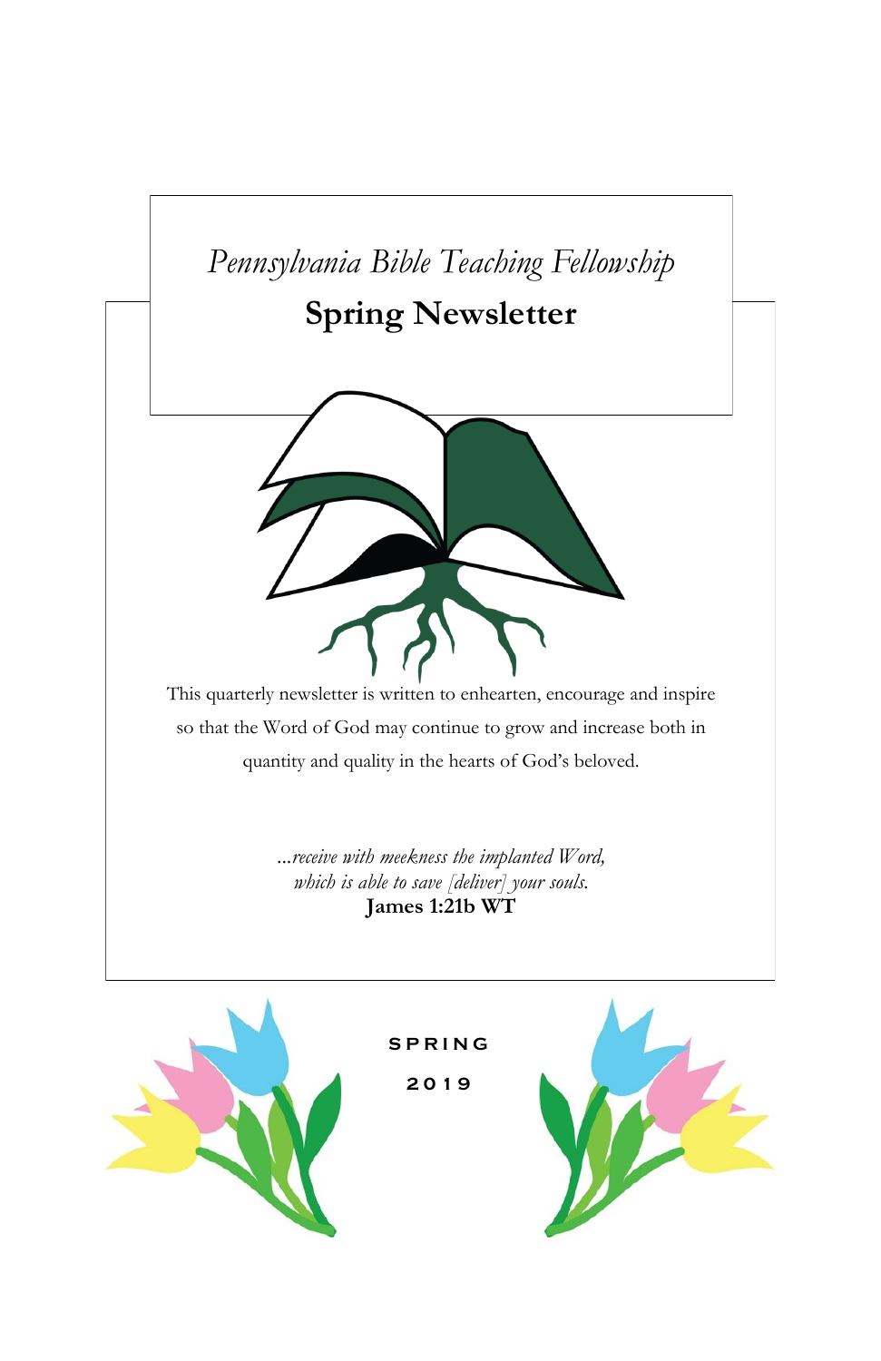*Pennsylvania Bible Teaching Fellowship*

# Spring Newsletter

This quarterly newsletter is written to enhearten, encourage and inspire so that the Word of God may continue to grow and increase both in quantity and quality in the hearts of God's beloved.

*…receive with meekness the implanted Word,*
*which is able to save [deliver] your souls.*
**James 1:21b WT**

SPRING

2019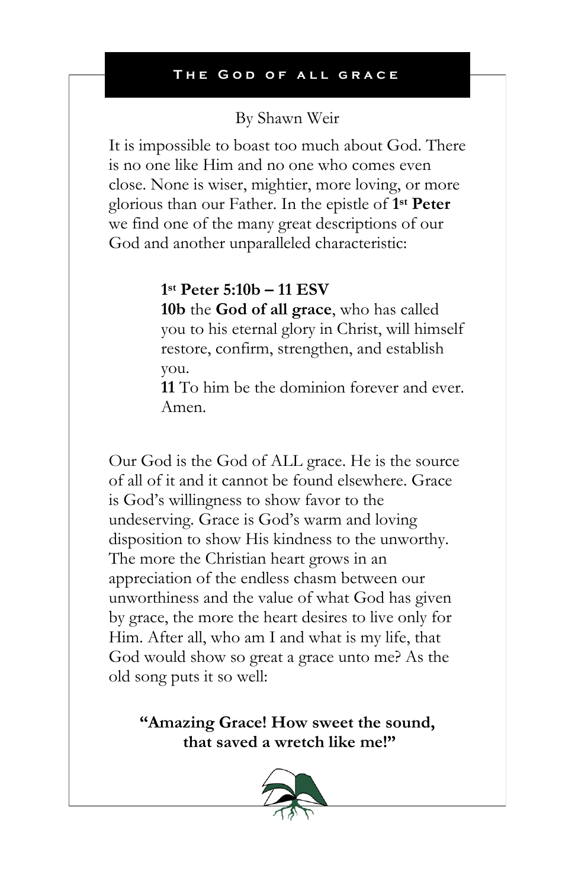## The God of all grace

By Shawn Weir

It is impossible to boast too much about God. There is no one like Him and no one who comes even close. None is wiser, mightier, more loving, or more glorious than our Father. In the epistle of **1st Peter** we find one of the many great descriptions of our God and another unparalleled characteristic:

> **1st Peter 5:10b – 11 ESV**
> **10b** the **God of all grace**, who has called you to his eternal glory in Christ, will himself restore, confirm, strengthen, and establish you.
> **11** To him be the dominion forever and ever. Amen.

Our God is the God of ALL grace. He is the source of all of it and it cannot be found elsewhere. Grace is God's willingness to show favor to the undeserving. Grace is God's warm and loving disposition to show His kindness to the unworthy. The more the Christian heart grows in an appreciation of the endless chasm between our unworthiness and the value of what God has given by grace, the more the heart desires to live only for Him. After all, who am I and what is my life, that God would show so great a grace unto me? As the old song puts it so well:

**"Amazing Grace! How sweet the sound, that saved a wretch like me!"**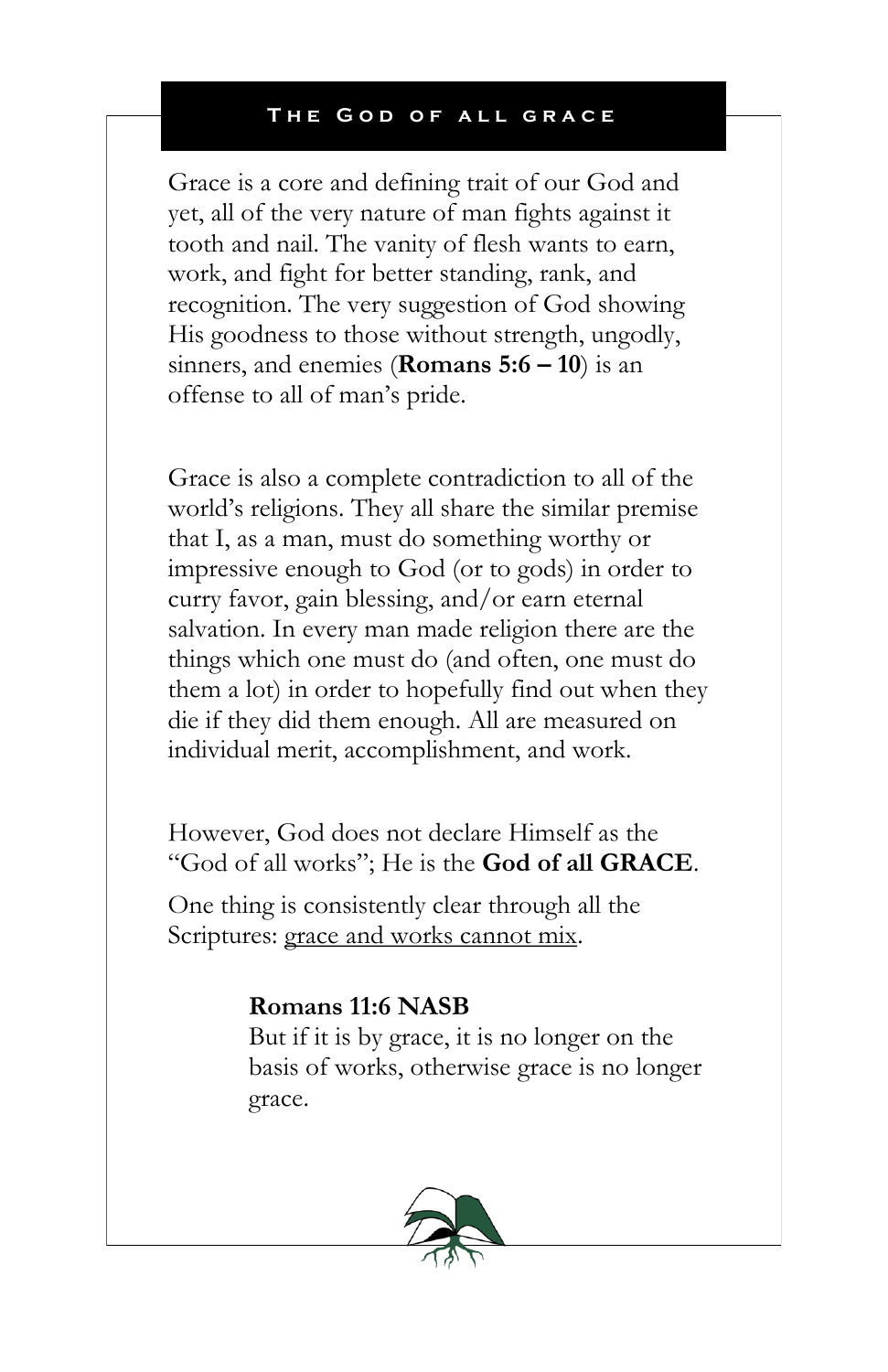## The God of all grace

Grace is a core and defining trait of our God and yet, all of the very nature of man fights against it tooth and nail. The vanity of flesh wants to earn, work, and fight for better standing, rank, and recognition. The very suggestion of God showing His goodness to those without strength, ungodly, sinners, and enemies (**Romans 5:6 – 10**) is an offense to all of man's pride.

Grace is also a complete contradiction to all of the world's religions. They all share the similar premise that I, as a man, must do something worthy or impressive enough to God (or to gods) in order to curry favor, gain blessing, and/or earn eternal salvation. In every man made religion there are the things which one must do (and often, one must do them a lot) in order to hopefully find out when they die if they did them enough. All are measured on individual merit, accomplishment, and work.

However, God does not declare Himself as the "God of all works"; He is the **God of all GRACE**.

One thing is consistently clear through all the Scriptures: <u>grace and works cannot mix</u>.

> **Romans 11:6 NASB**
> But if it is by grace, it is no longer on the basis of works, otherwise grace is no longer grace.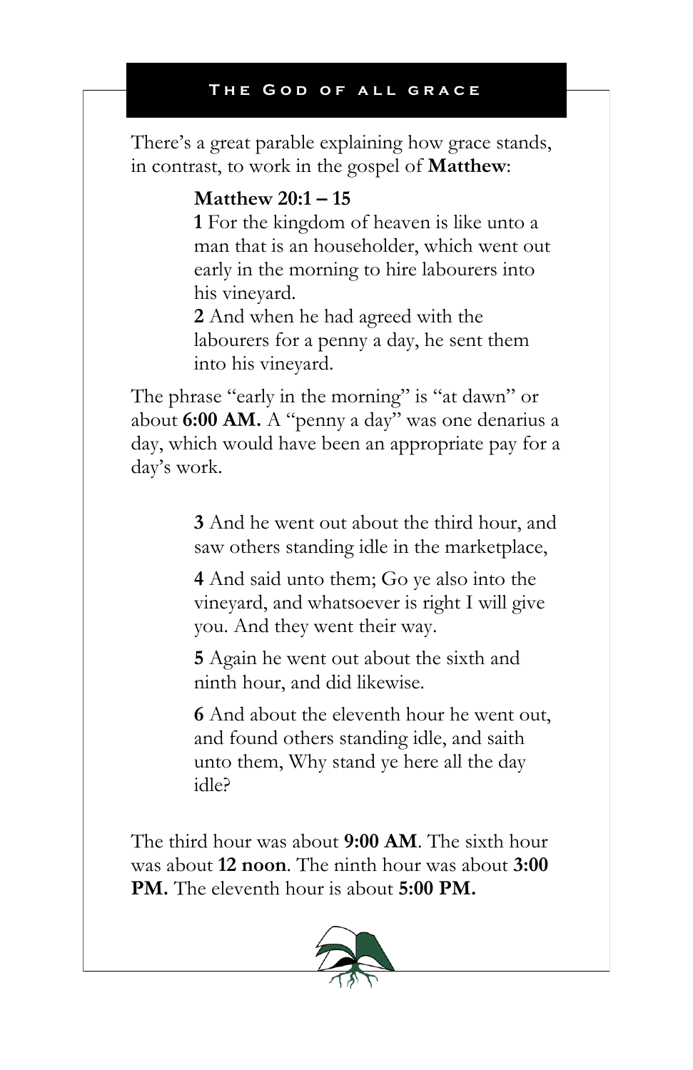## The God of all grace

There's a great parable explaining how grace stands, in contrast, to work in the gospel of **Matthew**:

> **Matthew 20:1 – 15**
>
> **1** For the kingdom of heaven is like unto a man that is an householder, which went out early in the morning to hire labourers into his vineyard.
>
> **2** And when he had agreed with the labourers for a penny a day, he sent them into his vineyard.

The phrase "early in the morning" is "at dawn" or about **6:00 AM.** A "penny a day" was one denarius a day, which would have been an appropriate pay for a day's work.

> **3** And he went out about the third hour, and saw others standing idle in the marketplace,
>
> **4** And said unto them; Go ye also into the vineyard, and whatsoever is right I will give you. And they went their way.
>
> **5** Again he went out about the sixth and ninth hour, and did likewise.
>
> **6** And about the eleventh hour he went out, and found others standing idle, and saith unto them, Why stand ye here all the day idle?

The third hour was about **9:00 AM**. The sixth hour was about **12 noon**. The ninth hour was about **3:00 PM.** The eleventh hour is about **5:00 PM.**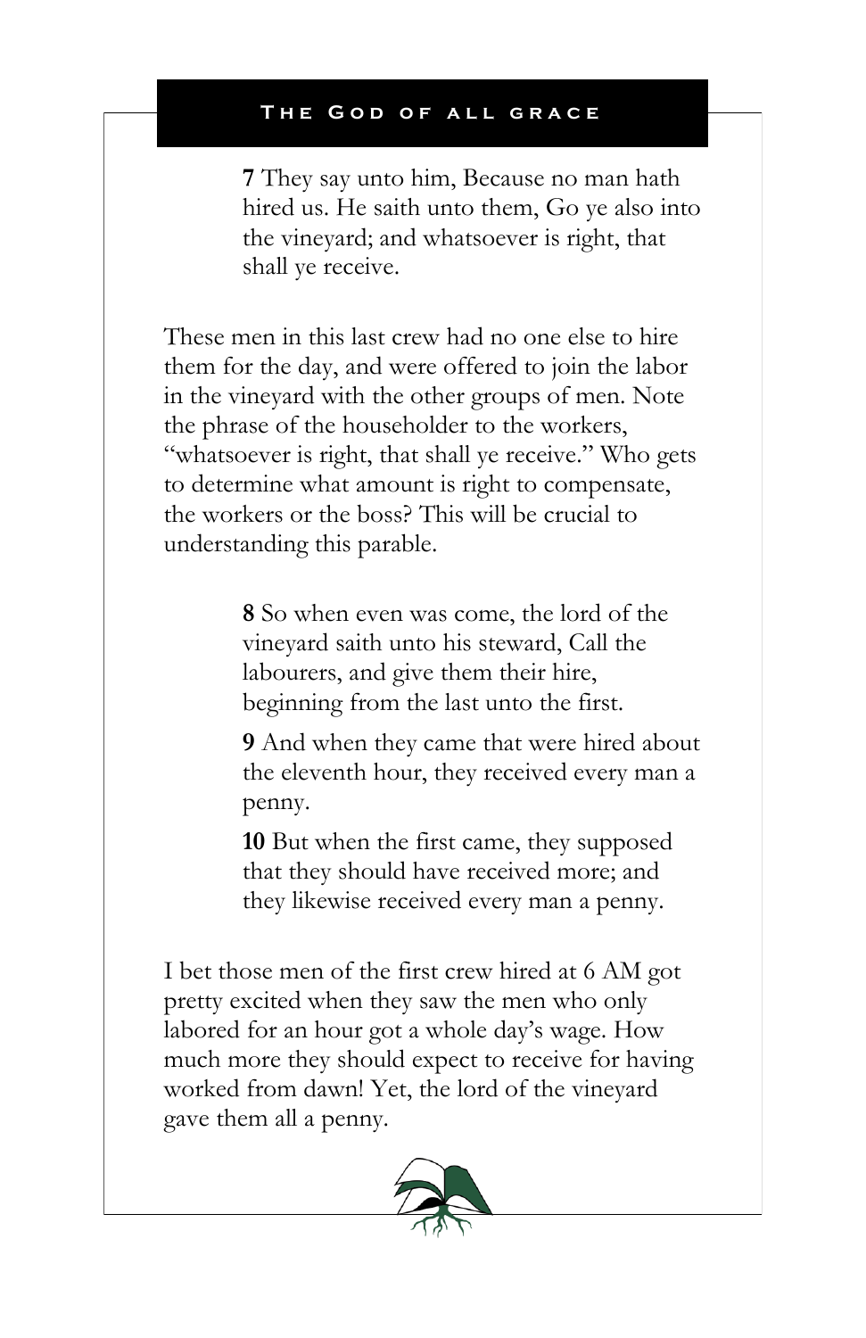> **7** They say unto him, Because no man hath hired us. He saith unto them, Go ye also into the vineyard; and whatsoever is right, that shall ye receive.

These men in this last crew had no one else to hire them for the day, and were offered to join the labor in the vineyard with the other groups of men. Note the phrase of the householder to the workers, "whatsoever is right, that shall ye receive." Who gets to determine what amount is right to compensate, the workers or the boss? This will be crucial to understanding this parable.

> **8** So when even was come, the lord of the vineyard saith unto his steward, Call the labourers, and give them their hire, beginning from the last unto the first.
>
> **9** And when they came that were hired about the eleventh hour, they received every man a penny.
>
> **10** But when the first came, they supposed that they should have received more; and they likewise received every man a penny.

I bet those men of the first crew hired at 6 AM got pretty excited when they saw the men who only labored for an hour got a whole day's wage. How much more they should expect to receive for having worked from dawn! Yet, the lord of the vineyard gave them all a penny.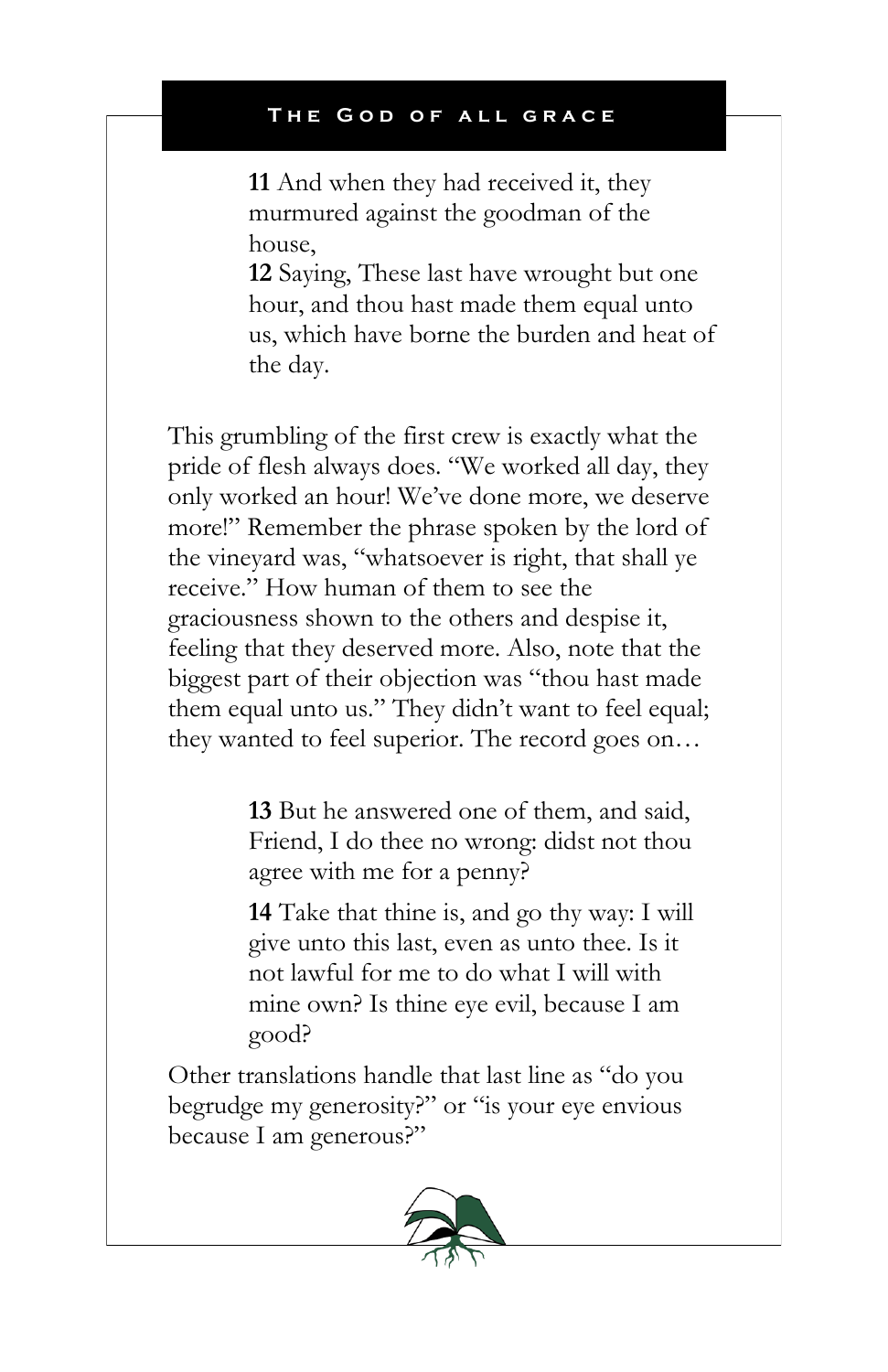**11** And when they had received it, they murmured against the goodman of the house,

**12** Saying, These last have wrought but one hour, and thou hast made them equal unto us, which have borne the burden and heat of the day.

This grumbling of the first crew is exactly what the pride of flesh always does. "We worked all day, they only worked an hour! We've done more, we deserve more!" Remember the phrase spoken by the lord of the vineyard was, "whatsoever is right, that shall ye receive." How human of them to see the graciousness shown to the others and despise it, feeling that they deserved more. Also, note that the biggest part of their objection was "thou hast made them equal unto us." They didn't want to feel equal; they wanted to feel superior. The record goes on…

**13** But he answered one of them, and said, Friend, I do thee no wrong: didst not thou agree with me for a penny?

**14** Take that thine is, and go thy way: I will give unto this last, even as unto thee. Is it not lawful for me to do what I will with mine own? Is thine eye evil, because I am good?

Other translations handle that last line as "do you begrudge my generosity?" or "is your eye envious because I am generous?"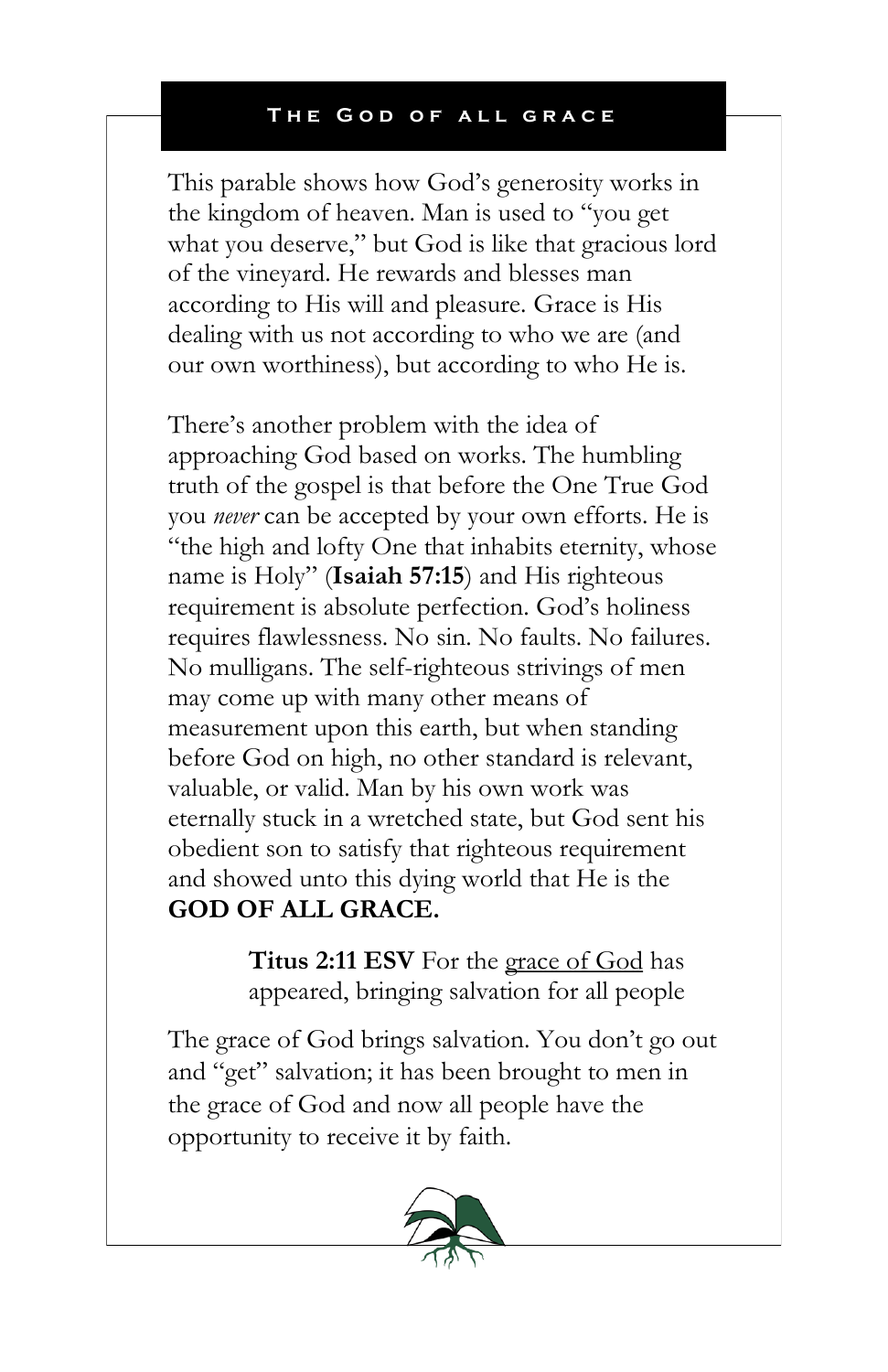## The God of all grace

This parable shows how God's generosity works in the kingdom of heaven. Man is used to "you get what you deserve," but God is like that gracious lord of the vineyard. He rewards and blesses man according to His will and pleasure. Grace is His dealing with us not according to who we are (and our own worthiness), but according to who He is.

There's another problem with the idea of approaching God based on works. The humbling truth of the gospel is that before the One True God you *never* can be accepted by your own efforts. He is "the high and lofty One that inhabits eternity, whose name is Holy" (**Isaiah 57:15**) and His righteous requirement is absolute perfection. God's holiness requires flawlessness. No sin. No faults. No failures. No mulligans. The self-righteous strivings of men may come up with many other means of measurement upon this earth, but when standing before God on high, no other standard is relevant, valuable, or valid. Man by his own work was eternally stuck in a wretched state, but God sent his obedient son to satisfy that righteous requirement and showed unto this dying world that He is the **GOD OF ALL GRACE.**

> **Titus 2:11 ESV** For the grace of God has appeared, bringing salvation for all people

The grace of God brings salvation. You don't go out and "get" salvation; it has been brought to men in the grace of God and now all people have the opportunity to receive it by faith.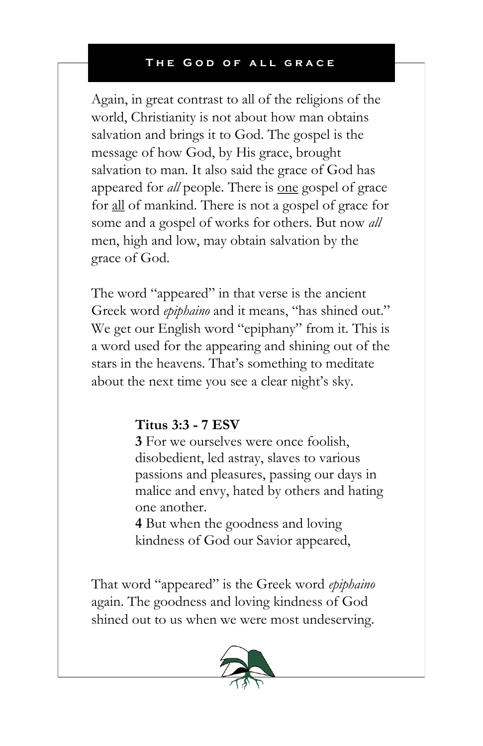## The God of all grace

Again, in great contrast to all of the religions of the world, Christianity is not about how man obtains salvation and brings it to God. The gospel is the message of how God, by His grace, brought salvation to man. It also said the grace of God has appeared for *all* people. There is <u>one</u> gospel of grace for <u>all</u> of mankind. There is not a gospel of grace for some and a gospel of works for others. But now *all* men, high and low, may obtain salvation by the grace of God.

The word "appeared" in that verse is the ancient Greek word *epiphaino* and it means, "has shined out." We get our English word "epiphany" from it. This is a word used for the appearing and shining out of the stars in the heavens. That's something to meditate about the next time you see a clear night's sky.

> **Titus 3:3 - 7 ESV**
> **3** For we ourselves were once foolish, disobedient, led astray, slaves to various passions and pleasures, passing our days in malice and envy, hated by others and hating one another.
> **4** But when the goodness and loving kindness of God our Savior appeared,

That word "appeared" is the Greek word *epiphaino* again. The goodness and loving kindness of God shined out to us when we were most undeserving.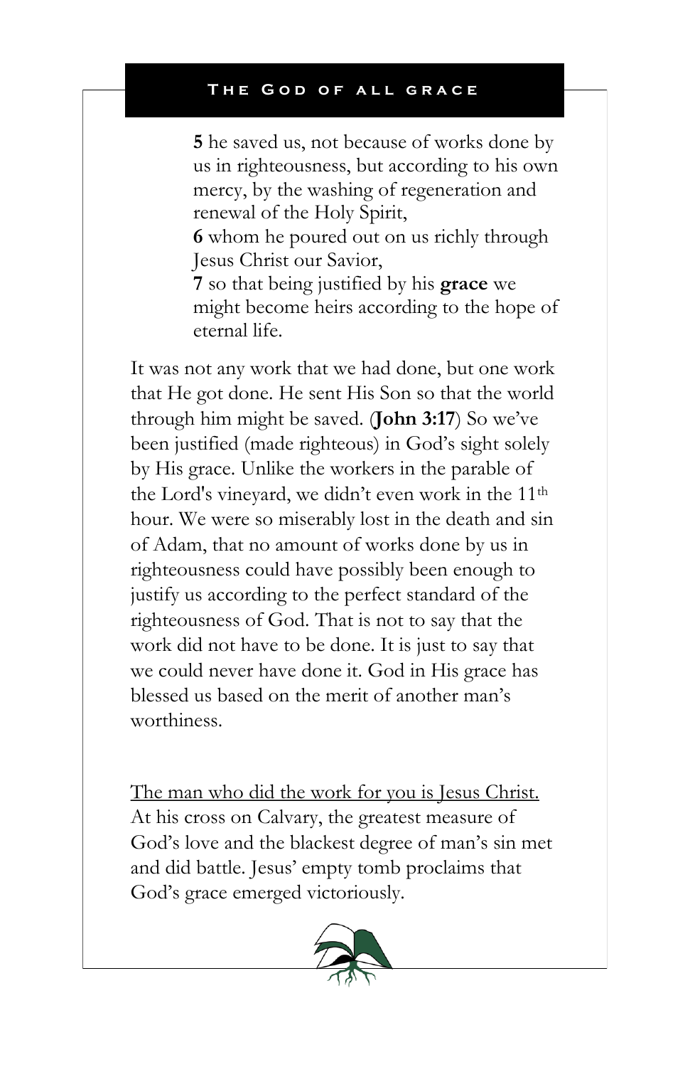**5** he saved us, not because of works done by us in righteousness, but according to his own mercy, by the washing of regeneration and renewal of the Holy Spirit,
**6** whom he poured out on us richly through Jesus Christ our Savior,
**7** so that being justified by his **grace** we might become heirs according to the hope of eternal life.

It was not any work that we had done, but one work that He got done. He sent His Son so that the world through him might be saved. (**John 3:17**) So we've been justified (made righteous) in God's sight solely by His grace. Unlike the workers in the parable of the Lord's vineyard, we didn't even work in the 11th hour. We were so miserably lost in the death and sin of Adam, that no amount of works done by us in righteousness could have possibly been enough to justify us according to the perfect standard of the righteousness of God. That is not to say that the work did not have to be done. It is just to say that we could never have done it. God in His grace has blessed us based on the merit of another man's worthiness.

<u>The man who did the work for you is Jesus Christ.</u> At his cross on Calvary, the greatest measure of God's love and the blackest degree of man's sin met and did battle. Jesus' empty tomb proclaims that God's grace emerged victoriously.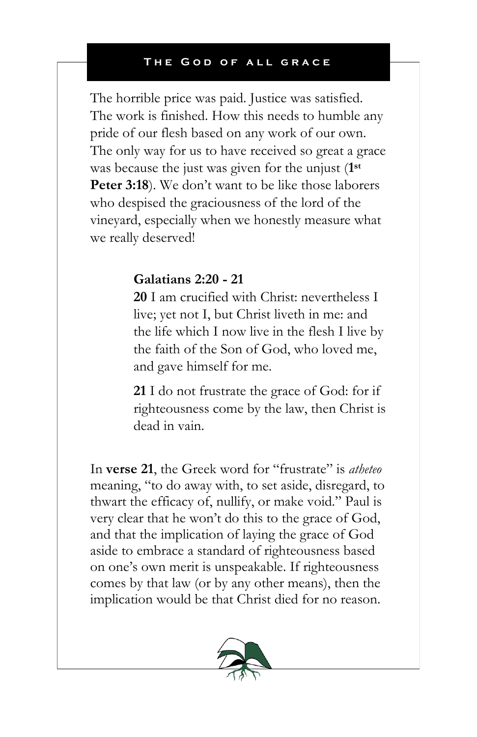The horrible price was paid. Justice was satisfied. The work is finished. How this needs to humble any pride of our flesh based on any work of our own. The only way for us to have received so great a grace was because the just was given for the unjust (**1st Peter 3:18**). We don't want to be like those laborers who despised the graciousness of the lord of the vineyard, especially when we honestly measure what we really deserved!

> **Galatians 2:20 - 21**
>
> **20** I am crucified with Christ: nevertheless I live; yet not I, but Christ liveth in me: and the life which I now live in the flesh I live by the faith of the Son of God, who loved me, and gave himself for me.
>
> **21** I do not frustrate the grace of God: for if righteousness come by the law, then Christ is dead in vain.

In **verse 21**, the Greek word for "frustrate" is *atheteo* meaning, "to do away with, to set aside, disregard, to thwart the efficacy of, nullify, or make void." Paul is very clear that he won't do this to the grace of God, and that the implication of laying the grace of God aside to embrace a standard of righteousness based on one's own merit is unspeakable. If righteousness comes by that law (or by any other means), then the implication would be that Christ died for no reason.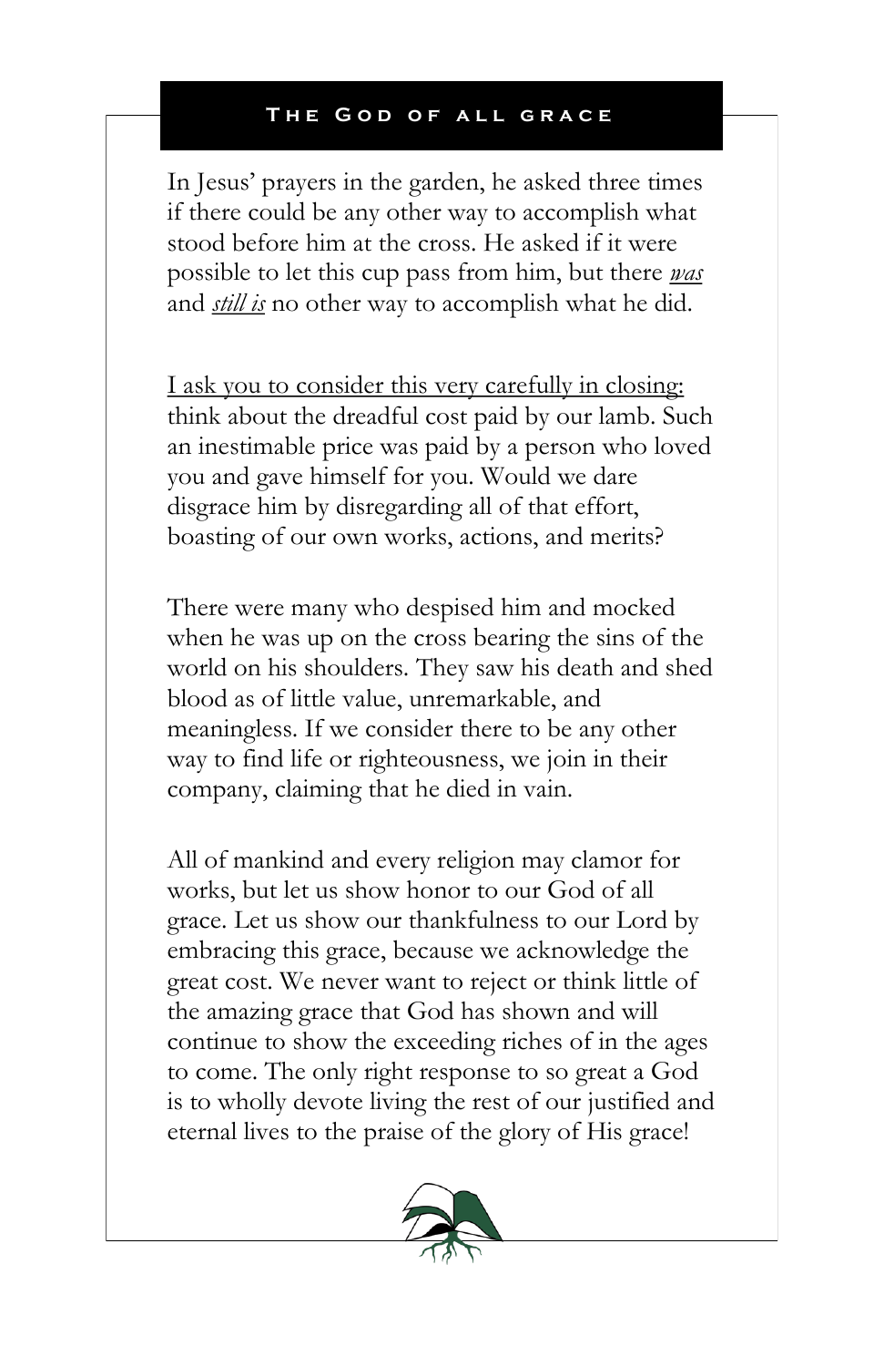## The God of all grace

In Jesus' prayers in the garden, he asked three times if there could be any other way to accomplish what stood before him at the cross. He asked if it were possible to let this cup pass from him, but there ***was*** and ***still is*** no other way to accomplish what he did.

I ask you to consider this very carefully in closing: think about the dreadful cost paid by our lamb. Such an inestimable price was paid by a person who loved you and gave himself for you. Would we dare disgrace him by disregarding all of that effort, boasting of our own works, actions, and merits?

There were many who despised him and mocked when he was up on the cross bearing the sins of the world on his shoulders. They saw his death and shed blood as of little value, unremarkable, and meaningless. If we consider there to be any other way to find life or righteousness, we join in their company, claiming that he died in vain.

All of mankind and every religion may clamor for works, but let us show honor to our God of all grace. Let us show our thankfulness to our Lord by embracing this grace, because we acknowledge the great cost. We never want to reject or think little of the amazing grace that God has shown and will continue to show the exceeding riches of in the ages to come. The only right response to so great a God is to wholly devote living the rest of our justified and eternal lives to the praise of the glory of His grace!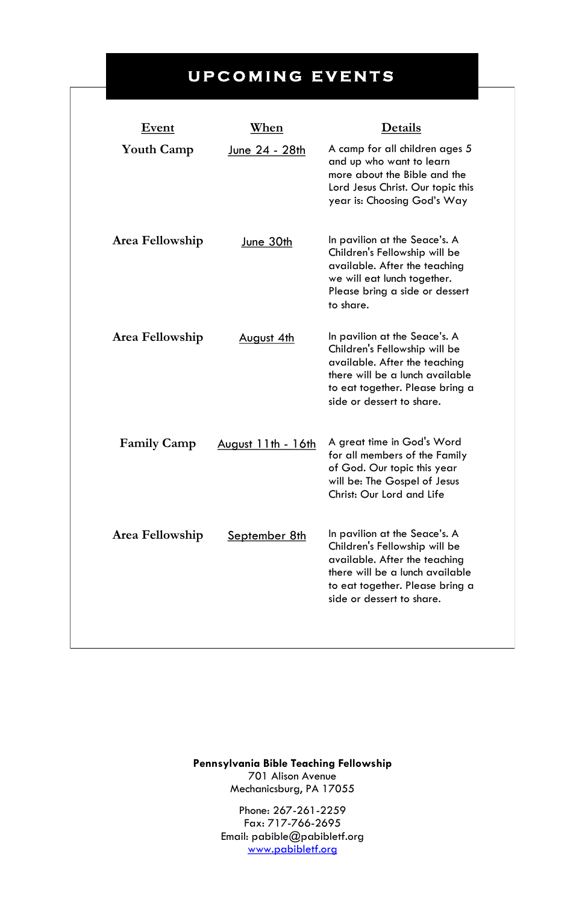# UPCOMING EVENTS

| Event | When | Details |
|---|---|---|
| Youth Camp | June 24 - 28th | A camp for all children ages 5 and up who want to learn more about the Bible and the Lord Jesus Christ. Our topic this year is: Choosing God's Way |
| Area Fellowship | June 30th | In pavilion at the Seace's. A Children's Fellowship will be available. After the teaching we will eat lunch together. Please bring a side or dessert to share. |
| Area Fellowship | August 4th | In pavilion at the Seace's. A Children's Fellowship will be available. After the teaching there will be a lunch available to eat together. Please bring a side or dessert to share. |
| Family Camp | August 11th - 16th | A great time in God's Word for all members of the Family of God. Our topic this year will be: The Gospel of Jesus Christ: Our Lord and Life |
| Area Fellowship | September 8th | In pavilion at the Seace's. A Children's Fellowship will be available. After the teaching there will be a lunch available to eat together. Please bring a side or dessert to share. |

**Pennsylvania Bible Teaching Fellowship**
701 Alison Avenue
Mechanicsburg, PA 17055

Phone: 267-261-2259
Fax: 717-766-2695
Email: pabible@pabibletf.org
www.pabibletf.org